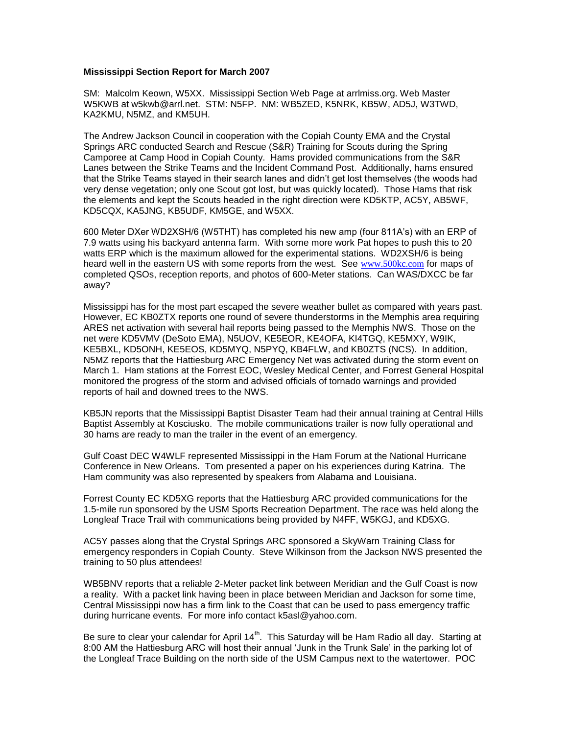**Mississippi Section Report for March 2007**

SM: Malcolm Keown, W5XX. Mississippi Section Web Page at arrlmiss.org. Web Master W5KWB at w5kwb@arrl.net. STM: N5FP. NM: WB5ZED, K5NRK, KB5W, AD5J, W3TWD, KA2KMU, N5MZ, and KM5UH.

The Andrew Jackson Council in cooperation with the Copiah County EMA and the Crystal Springs ARC conducted Search and Rescue (S&R) Training for Scouts during the Spring Camporee at Camp Hood in Copiah County. Hams provided communications from the S&R Lanes between the Strike Teams and the Incident Command Post. Additionally, hams ensured that the Strike Teams stayed in their search lanes and didn't get lost themselves (the woods had very dense vegetation; only one Scout got lost, but was quickly located). Those Hams that risk the elements and kept the Scouts headed in the right direction were KD5KTP, AC5Y, AB5WF, KD5CQX, KA5JNG, KB5UDF, KM5GE, and W5XX.

600 Meter DXer WD2XSH/6 (W5THT) has completed his new amp (four 811A's) with an ERP of 7.9 watts using his backyard antenna farm. With some more work Pat hopes to push this to 20 watts ERP which is the maximum allowed for the experimental stations. WD2XSH/6 is being heard well in the eastern US with some reports from the west. See www.500kc.com for maps of completed QSOs, reception reports, and photos of 600-Meter stations. Can WAS/DXCC be far away?

Mississippi has for the most part escaped the severe weather bullet as compared with years past. However, EC KB0ZTX reports one round of severe thunderstorms in the Memphis area requiring ARES net activation with several hail reports being passed to the Memphis NWS. Those on the net were KD5VMV (DeSoto EMA), N5UOV, KE5EOR, KE4OFA, KI4TGQ, KE5MXY, W9IK, KE5BXL, KD5ONH, KE5EOS, KD5MYQ, N5PYQ, KB4FLW, and KB0ZTS (NCS). In addition, N5MZ reports that the Hattiesburg ARC Emergency Net was activated during the storm event on March 1. Ham stations at the Forrest EOC, Wesley Medical Center, and Forrest General Hospital monitored the progress of the storm and advised officials of tornado warnings and provided reports of hail and downed trees to the NWS.

KB5JN reports that the Mississippi Baptist Disaster Team had their annual training at Central Hills Baptist Assembly at Kosciusko. The mobile communications trailer is now fully operational and 30 hams are ready to man the trailer in the event of an emergency.

Gulf Coast DEC W4WLF represented Mississippi in the Ham Forum at the National Hurricane Conference in New Orleans. Tom presented a paper on his experiences during Katrina. The Ham community was also represented by speakers from Alabama and Louisiana.

Forrest County EC KD5XG reports that the Hattiesburg ARC provided communications for the 1.5-mile run sponsored by the USM Sports Recreation Department. The race was held along the Longleaf Trace Trail with communications being provided by N4FF, W5KGJ, and KD5XG.

AC5Y passes along that the Crystal Springs ARC sponsored a SkyWarn Training Class for emergency responders in Copiah County. Steve Wilkinson from the Jackson NWS presented the training to 50 plus attendees!

WB5BNV reports that a reliable 2-Meter packet link between Meridian and the Gulf Coast is now a reality. With a packet link having been in place between Meridian and Jackson for some time, Central Mississippi now has a firm link to the Coast that can be used to pass emergency traffic during hurricane events. For more info contact k5asl@yahoo.com.

Be sure to clear your calendar for April 14th. This Saturday will be Ham Radio all day. Starting at 8:00 AM the Hattiesburg ARC will host their annual 'Junk in the Trunk Sale' in the parking lot of the Longleaf Trace Building on the north side of the USM Campus next to the watertower. POC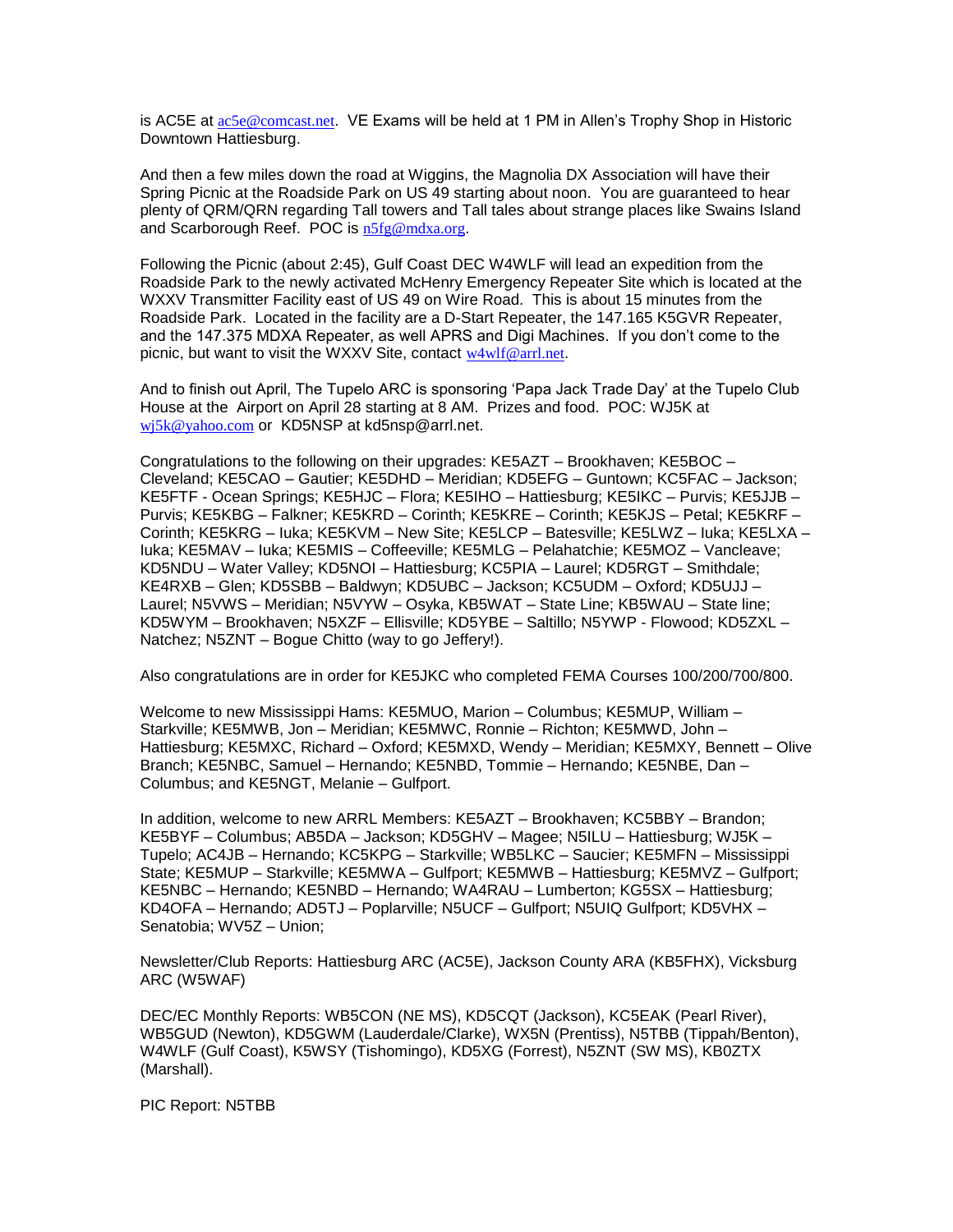is AC5E at ac5e@comcast.net. VE Exams will be held at 1 PM in Allen's Trophy Shop in Historic Downtown Hattiesburg.

And then a few miles down the road at Wiggins, the Magnolia DX Association will have their Spring Picnic at the Roadside Park on US 49 starting about noon. You are guaranteed to hear plenty of QRM/QRN regarding Tall towers and Tall tales about strange places like Swains Island and Scarborough Reef. POC is n5fg@mdxa.org.

Following the Picnic (about 2:45), Gulf Coast DEC W4WLF will lead an expedition from the Roadside Park to the newly activated McHenry Emergency Repeater Site which is located at the WXXV Transmitter Facility east of US 49 on Wire Road. This is about 15 minutes from the Roadside Park. Located in the facility are a D-Start Repeater, the 147.165 K5GVR Repeater, and the 147.375 MDXA Repeater, as well APRS and Digi Machines. If you don't come to the picnic, but want to visit the WXXV Site, contact w4wlf@arrl.net.

And to finish out April, The Tupelo ARC is sponsoring 'Papa Jack Trade Day' at the Tupelo Club House at the Airport on April 28 starting at 8 AM. Prizes and food. POC: WJ5K at wj5k@yahoo.com or KD5NSP at kd5nsp@arrl.net.

Congratulations to the following on their upgrades: KE5AZT – Brookhaven; KE5BOC – Cleveland; KE5CAO – Gautier; KE5DHD – Meridian; KD5EFG – Guntown; KC5FAC – Jackson; KE5FTF - Ocean Springs; KE5HJC – Flora; KE5IHO – Hattiesburg; KE5IKC – Purvis; KE5JJB – Purvis; KE5KBG – Falkner; KE5KRD – Corinth; KE5KRE – Corinth; KE5KJS – Petal; KE5KRF – Corinth; KE5KRG – Iuka; KE5KVM – New Site; KE5LCP – Batesville; KE5LWZ – Iuka; KE5LXA – Iuka; KE5MAV – Iuka; KE5MIS – Coffeeville; KE5MLG – Pelahatchie; KE5MOZ – Vancleave; KD5NDU – Water Valley; KD5NOI – Hattiesburg; KC5PIA – Laurel; KD5RGT – Smithdale; KE4RXB – Glen; KD5SBB – Baldwyn; KD5UBC – Jackson; KC5UDM – Oxford; KD5UJJ – Laurel; N5VWS – Meridian; N5VYW – Osyka, KB5WAT – State Line; KB5WAU – State line; KD5WYM – Brookhaven; N5XZF – Ellisville; KD5YBE – Saltillo; N5YWP - Flowood; KD5ZXL – Natchez; N5ZNT – Bogue Chitto (way to go Jeffery!).

Also congratulations are in order for KE5JKC who completed FEMA Courses 100/200/700/800.

Welcome to new Mississippi Hams: KE5MUO, Marion – Columbus; KE5MUP, William – Starkville; KE5MWB, Jon – Meridian; KE5MWC, Ronnie – Richton; KE5MWD, John – Hattiesburg; KE5MXC, Richard – Oxford; KE5MXD, Wendy – Meridian; KE5MXY, Bennett – Olive Branch; KE5NBC, Samuel – Hernando; KE5NBD, Tommie – Hernando; KE5NBE, Dan – Columbus; and KE5NGT, Melanie – Gulfport.

In addition, welcome to new ARRL Members: KE5AZT – Brookhaven; KC5BBY – Brandon; KE5BYF – Columbus; AB5DA – Jackson; KD5GHV – Magee; N5ILU – Hattiesburg; WJ5K – Tupelo; AC4JB – Hernando; KC5KPG – Starkville; WB5LKC – Saucier; KE5MFN – Mississippi State; KE5MUP – Starkville; KE5MWA – Gulfport; KE5MWB – Hattiesburg; KE5MVZ – Gulfport; KE5NBC – Hernando; KE5NBD – Hernando; WA4RAU – Lumberton; KG5SX – Hattiesburg; KD4OFA – Hernando; AD5TJ – Poplarville; N5UCF – Gulfport; N5UIQ Gulfport; KD5VHX – Senatobia; WV5Z – Union;

Newsletter/Club Reports: Hattiesburg ARC (AC5E), Jackson County ARA (KB5FHX), Vicksburg ARC (W5WAF)

DEC/EC Monthly Reports: WB5CON (NE MS), KD5CQT (Jackson), KC5EAK (Pearl River), WB5GUD (Newton), KD5GWM (Lauderdale/Clarke), WX5N (Prentiss), N5TBB (Tippah/Benton), W4WLF (Gulf Coast), K5WSY (Tishomingo), KD5XG (Forrest), N5ZNT (SW MS), KB0ZTX (Marshall).

PIC Report: N5TBB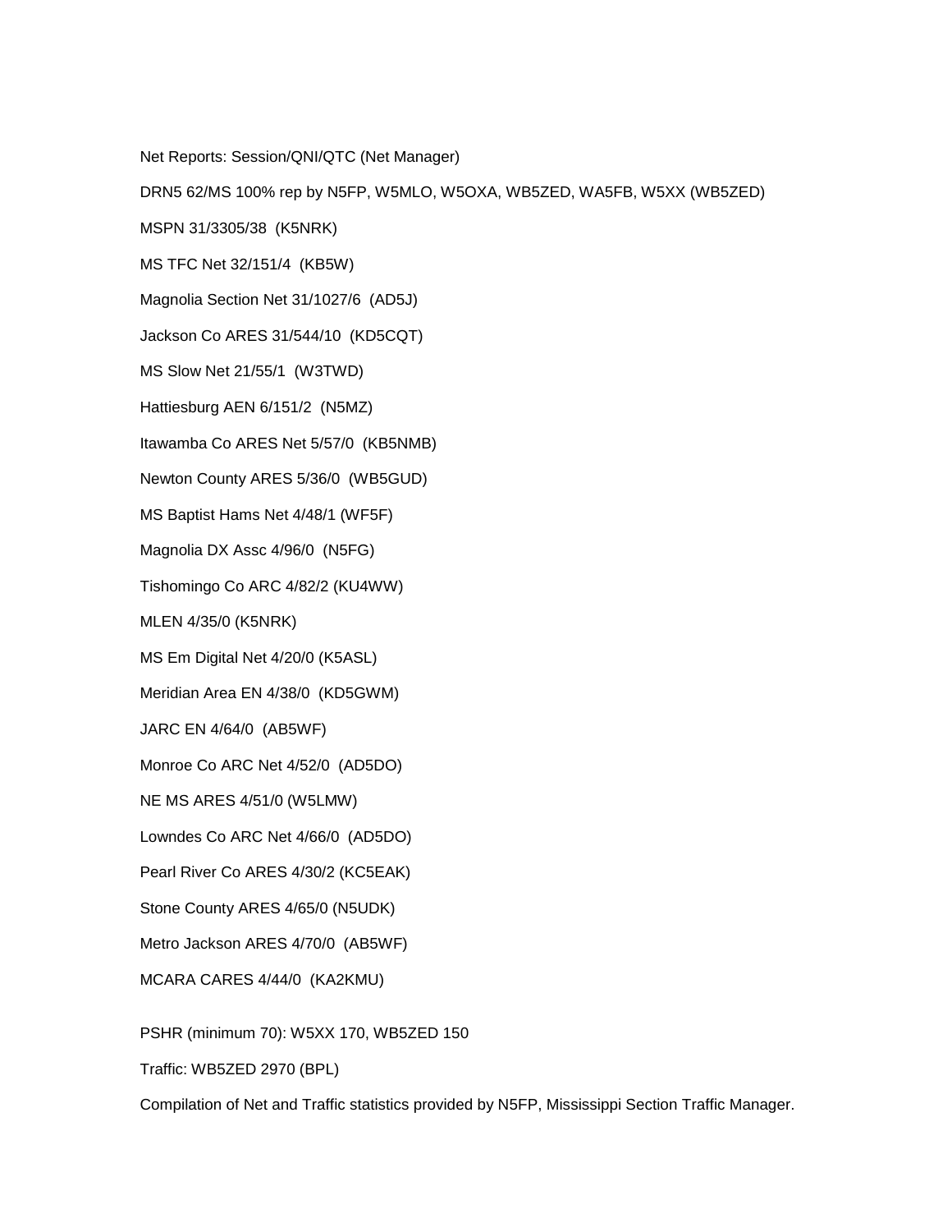Net Reports: Session/QNI/QTC (Net Manager)

DRN5 62/MS 100% rep by N5FP, W5MLO, W5OXA, WB5ZED, WA5FB, W5XX (WB5ZED)

MSPN 31/3305/38 (K5NRK)

MS TFC Net 32/151/4 (KB5W)

Magnolia Section Net 31/1027/6 (AD5J)

Jackson Co ARES 31/544/10 (KD5CQT)

MS Slow Net 21/55/1 (W3TWD)

Hattiesburg AEN 6/151/2 (N5MZ)

Itawamba Co ARES Net 5/57/0 (KB5NMB)

Newton County ARES 5/36/0 (WB5GUD)

MS Baptist Hams Net 4/48/1 (WF5F)

Magnolia DX Assc 4/96/0 (N5FG)

Tishomingo Co ARC 4/82/2 (KU4WW)

MLEN 4/35/0 (K5NRK)

MS Em Digital Net 4/20/0 (K5ASL)

Meridian Area EN 4/38/0 (KD5GWM)

JARC EN 4/64/0 (AB5WF)

Monroe Co ARC Net 4/52/0 (AD5DO)

NE MS ARES 4/51/0 (W5LMW)

Lowndes Co ARC Net 4/66/0 (AD5DO)

Pearl River Co ARES 4/30/2 (KC5EAK)

Stone County ARES 4/65/0 (N5UDK)

Metro Jackson ARES 4/70/0 (AB5WF)

MCARA CARES 4/44/0 (KA2KMU)

PSHR (minimum 70): W5XX 170, WB5ZED 150

Traffic: WB5ZED 2970 (BPL)

Compilation of Net and Traffic statistics provided by N5FP, Mississippi Section Traffic Manager.